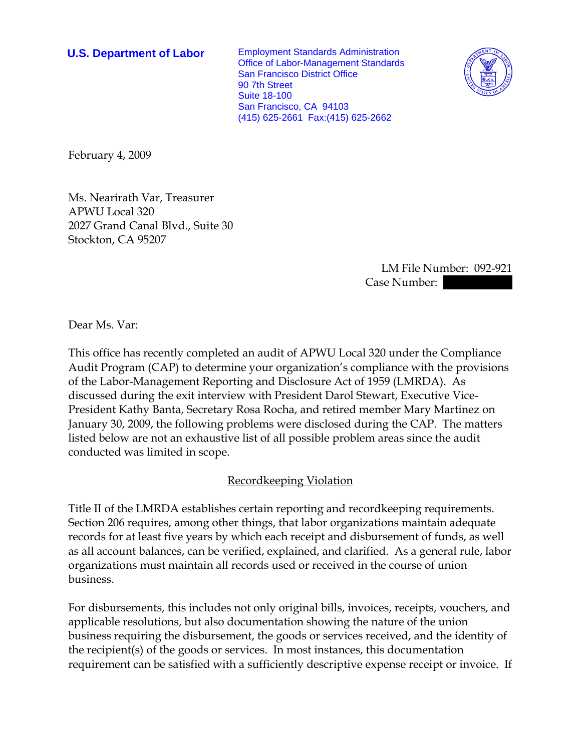**U.S. Department of Labor**

Employment Standards Administration
Office of Labor-Management Standards
San Francisco District Office
90 7th Street
Suite 18-100
San Francisco, CA 94103
(415) 625-2661 Fax:(415) 625-2662

February 4, 2009

Ms. Nearirath Var, Treasurer
APWU Local 320
2027 Grand Canal Blvd., Suite 30
Stockton, CA 95207

LM File Number: 092-921
Case Number:

Dear Ms. Var:

This office has recently completed an audit of APWU Local 320 under the Compliance Audit Program (CAP) to determine your organization's compliance with the provisions of the Labor-Management Reporting and Disclosure Act of 1959 (LMRDA). As discussed during the exit interview with President Darol Stewart, Executive Vice-President Kathy Banta, Secretary Rosa Rocha, and retired member Mary Martinez on January 30, 2009, the following problems were disclosed during the CAP. The matters listed below are not an exhaustive list of all possible problem areas since the audit conducted was limited in scope.

## Recordkeeping Violation

Title II of the LMRDA establishes certain reporting and recordkeeping requirements. Section 206 requires, among other things, that labor organizations maintain adequate records for at least five years by which each receipt and disbursement of funds, as well as all account balances, can be verified, explained, and clarified. As a general rule, labor organizations must maintain all records used or received in the course of union business.

For disbursements, this includes not only original bills, invoices, receipts, vouchers, and applicable resolutions, but also documentation showing the nature of the union business requiring the disbursement, the goods or services received, and the identity of the recipient(s) of the goods or services. In most instances, this documentation requirement can be satisfied with a sufficiently descriptive expense receipt or invoice. If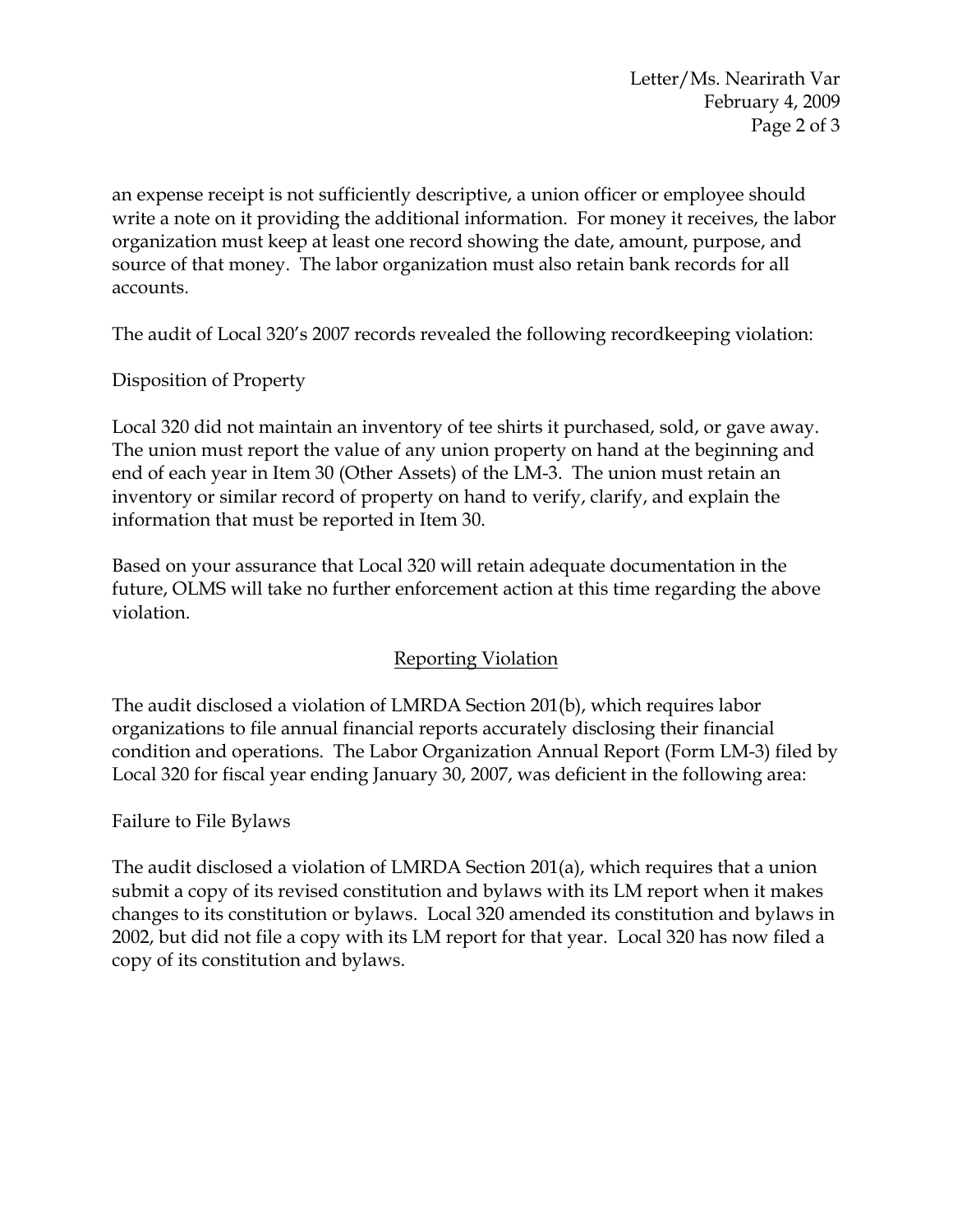an expense receipt is not sufficiently descriptive, a union officer or employee should write a note on it providing the additional information. For money it receives, the labor organization must keep at least one record showing the date, amount, purpose, and source of that money. The labor organization must also retain bank records for all accounts.

The audit of Local 320's 2007 records revealed the following recordkeeping violation:

Disposition of Property

Local 320 did not maintain an inventory of tee shirts it purchased, sold, or gave away. The union must report the value of any union property on hand at the beginning and end of each year in Item 30 (Other Assets) of the LM-3. The union must retain an inventory or similar record of property on hand to verify, clarify, and explain the information that must be reported in Item 30.

Based on your assurance that Local 320 will retain adequate documentation in the future, OLMS will take no further enforcement action at this time regarding the above violation.

## Reporting Violation

The audit disclosed a violation of LMRDA Section 201(b), which requires labor organizations to file annual financial reports accurately disclosing their financial condition and operations. The Labor Organization Annual Report (Form LM-3) filed by Local 320 for fiscal year ending January 30, 2007, was deficient in the following area:

Failure to File Bylaws

The audit disclosed a violation of LMRDA Section 201(a), which requires that a union submit a copy of its revised constitution and bylaws with its LM report when it makes changes to its constitution or bylaws. Local 320 amended its constitution and bylaws in 2002, but did not file a copy with its LM report for that year. Local 320 has now filed a copy of its constitution and bylaws.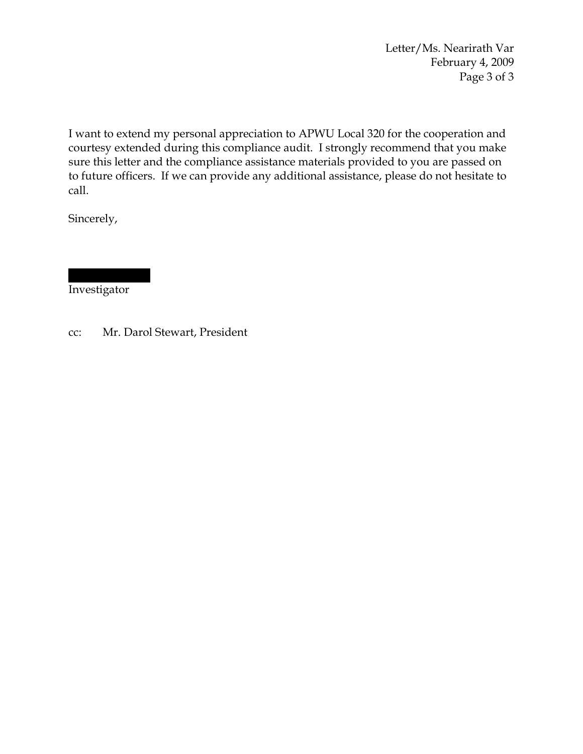I want to extend my personal appreciation to APWU Local 320 for the cooperation and courtesy extended during this compliance audit. I strongly recommend that you make sure this letter and the compliance assistance materials provided to you are passed on to future officers. If we can provide any additional assistance, please do not hesitate to call.

Sincerely,

Investigator

cc: Mr. Darol Stewart, President